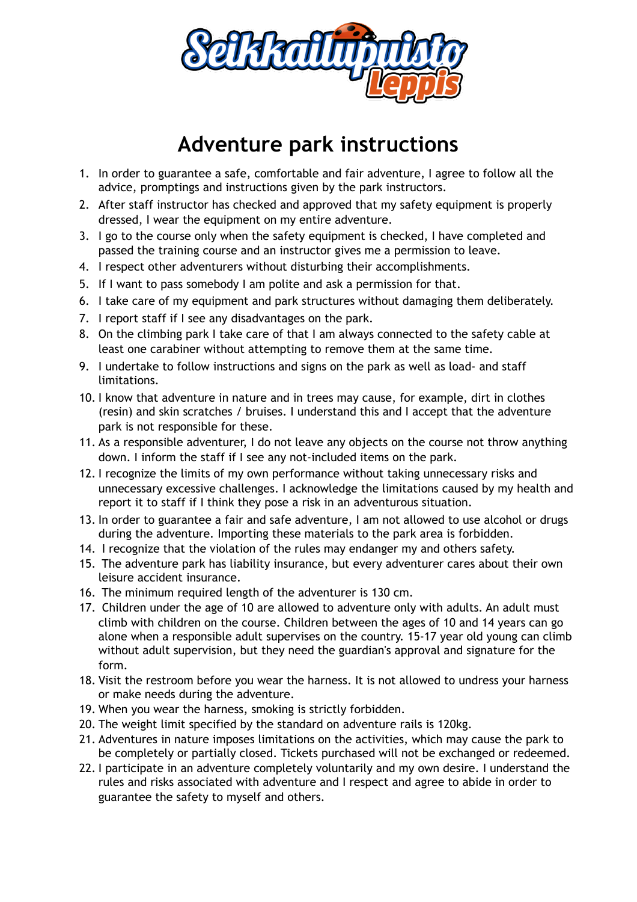Seikkailupuisto Leppis

# Adventure park instructions

1. In order to guarantee a safe, comfortable and fair adventure, I agree to follow all the advice, promptings and instructions given by the park instructors.
2. After staff instructor has checked and approved that my safety equipment is properly dressed, I wear the equipment on my entire adventure.
3. I go to the course only when the safety equipment is checked, I have completed and passed the training course and an instructor gives me a permission to leave.
4. I respect other adventurers without disturbing their accomplishments.
5. If I want to pass somebody I am polite and ask a permission for that.
6. I take care of my equipment and park structures without damaging them deliberately.
7. I report staff if I see any disadvantages on the park.
8. On the climbing park I take care of that I am always connected to the safety cable at least one carabiner without attempting to remove them at the same time.
9. I undertake to follow instructions and signs on the park as well as load- and staff limitations.
10. I know that adventure in nature and in trees may cause, for example, dirt in clothes (resin) and skin scratches / bruises. I understand this and I accept that the adventure park is not responsible for these.
11. As a responsible adventurer, I do not leave any objects on the course not throw anything down. I inform the staff if I see any not-included items on the park.
12. I recognize the limits of my own performance without taking unnecessary risks and unnecessary excessive challenges. I acknowledge the limitations caused by my health and report it to staff if I think they pose a risk in an adventurous situation.
13. In order to guarantee a fair and safe adventure, I am not allowed to use alcohol or drugs during the adventure. Importing these materials to the park area is forbidden.
14. I recognize that the violation of the rules may endanger my and others safety.
15. The adventure park has liability insurance, but every adventurer cares about their own leisure accident insurance.
16. The minimum required length of the adventurer is 130 cm.
17. Children under the age of 10 are allowed to adventure only with adults. An adult must climb with children on the course. Children between the ages of 10 and 14 years can go alone when a responsible adult supervises on the country. 15-17 year old young can climb without adult supervision, but they need the guardian's approval and signature for the form.
18. Visit the restroom before you wear the harness. It is not allowed to undress your harness or make needs during the adventure.
19. When you wear the harness, smoking is strictly forbidden.
20. The weight limit specified by the standard on adventure rails is 120kg.
21. Adventures in nature imposes limitations on the activities, which may cause the park to be completely or partially closed. Tickets purchased will not be exchanged or redeemed.
22. I participate in an adventure completely voluntarily and my own desire. I understand the rules and risks associated with adventure and I respect and agree to abide in order to guarantee the safety to myself and others.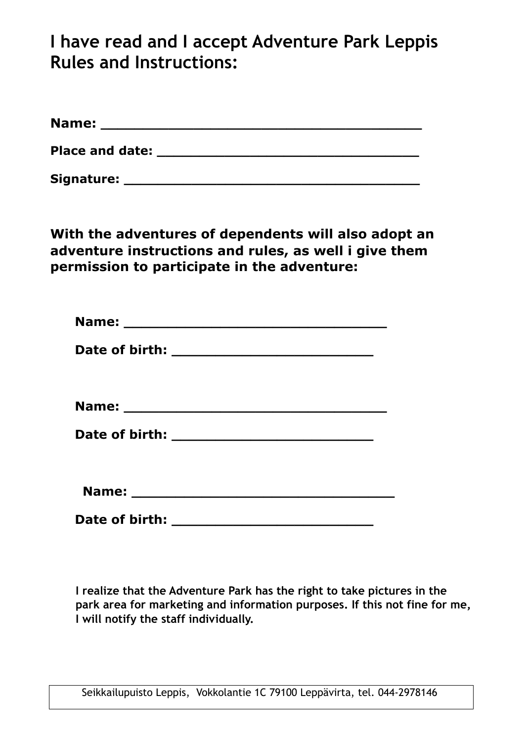# I have read and I accept Adventure Park Leppis Rules and Instructions:

**Name:** ________________________________________

**Place and date:** ________________________________

**Signature:** ____________________________________

**With the adventures of dependents will also adopt an adventure instructions and rules, as well i give them permission to participate in the adventure:**

**Name:** ________________________________

**Date of birth:** ________________________

**Name:** ________________________________

**Date of birth:** ________________________

**Name:** ________________________________

**Date of birth:** ________________________

**I realize that the Adventure Park has the right to take pictures in the park area for marketing and information purposes. If this not fine for me, I will notify the staff individually.**

Seikkailupuisto Leppis, Vokkolantie 1C 79100 Leppävirta, tel. 044-2978146